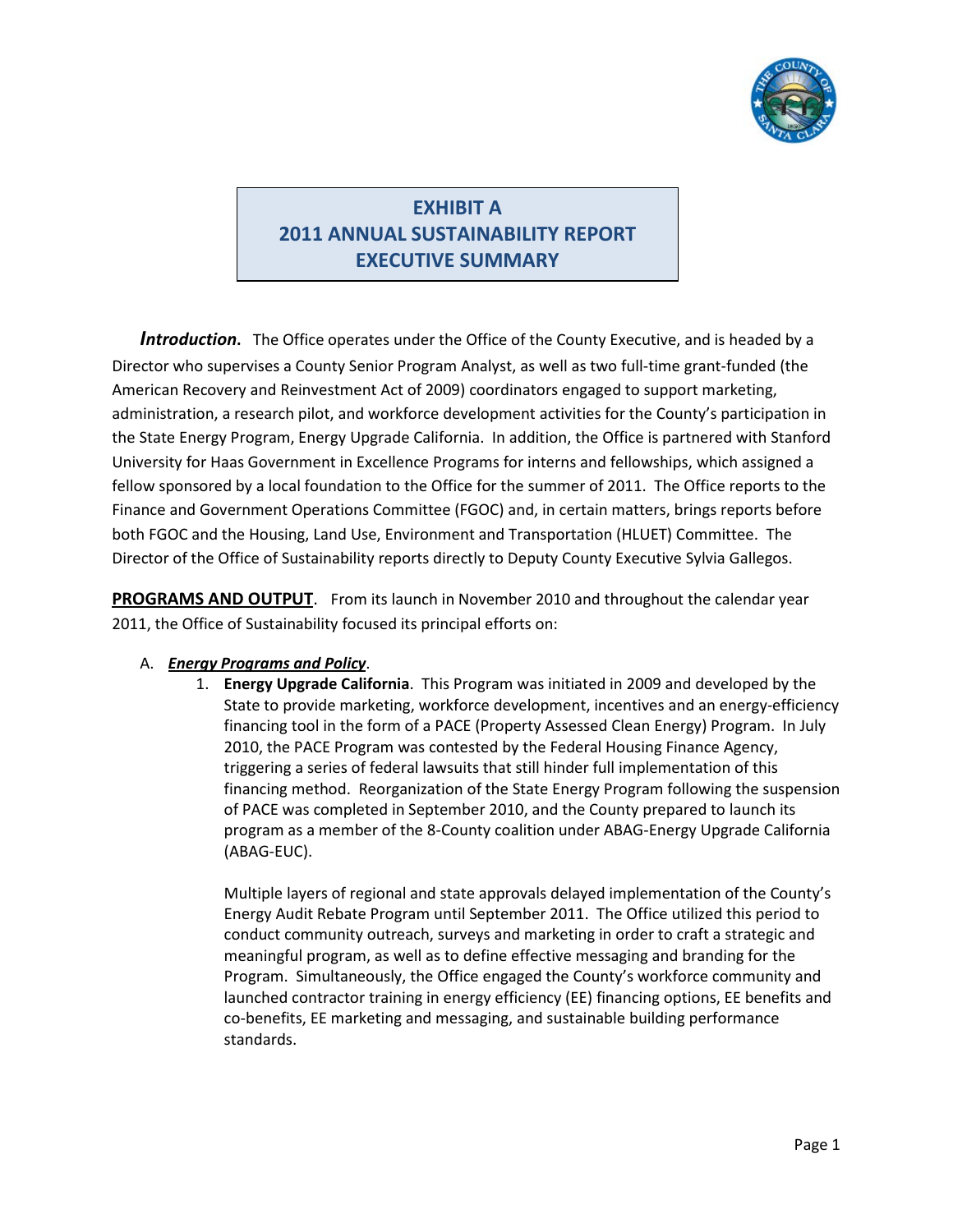# EXHIBIT A
# 2011 ANNUAL SUSTAINABILITY REPORT
# EXECUTIVE SUMMARY

***Introduction.*** The Office operates under the Office of the County Executive, and is headed by a Director who supervises a County Senior Program Analyst, as well as two full-time grant-funded (the American Recovery and Reinvestment Act of 2009) coordinators engaged to support marketing, administration, a research pilot, and workforce development activities for the County's participation in the State Energy Program, Energy Upgrade California. In addition, the Office is partnered with Stanford University for Haas Government in Excellence Programs for interns and fellowships, which assigned a fellow sponsored by a local foundation to the Office for the summer of 2011. The Office reports to the Finance and Government Operations Committee (FGOC) and, in certain matters, brings reports before both FGOC and the Housing, Land Use, Environment and Transportation (HLUET) Committee. The Director of the Office of Sustainability reports directly to Deputy County Executive Sylvia Gallegos.

**PROGRAMS AND OUTPUT**. From its launch in November 2010 and throughout the calendar year 2011, the Office of Sustainability focused its principal efforts on:

A. ***Energy Programs and Policy***.

1. **Energy Upgrade California**. This Program was initiated in 2009 and developed by the State to provide marketing, workforce development, incentives and an energy-efficiency financing tool in the form of a PACE (Property Assessed Clean Energy) Program. In July 2010, the PACE Program was contested by the Federal Housing Finance Agency, triggering a series of federal lawsuits that still hinder full implementation of this financing method. Reorganization of the State Energy Program following the suspension of PACE was completed in September 2010, and the County prepared to launch its program as a member of the 8-County coalition under ABAG-Energy Upgrade California (ABAG-EUC).

   Multiple layers of regional and state approvals delayed implementation of the County's Energy Audit Rebate Program until September 2011. The Office utilized this period to conduct community outreach, surveys and marketing in order to craft a strategic and meaningful program, as well as to define effective messaging and branding for the Program. Simultaneously, the Office engaged the County's workforce community and launched contractor training in energy efficiency (EE) financing options, EE benefits and co-benefits, EE marketing and messaging, and sustainable building performance standards.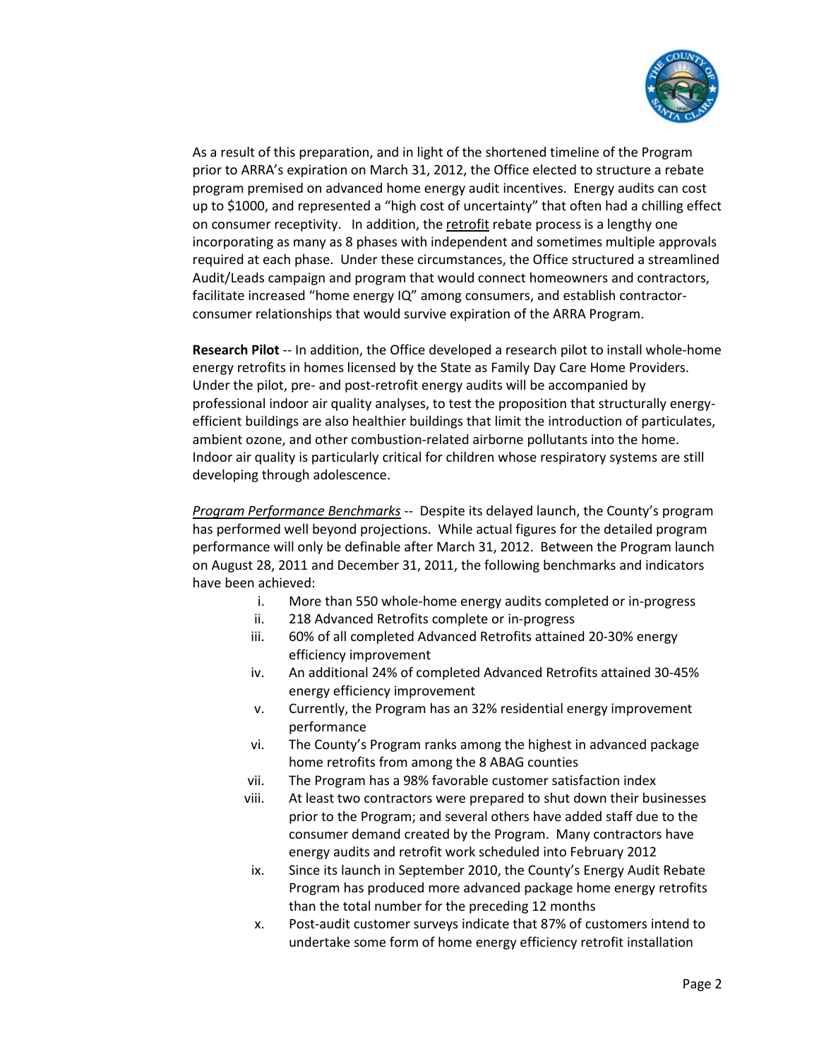As a result of this preparation, and in light of the shortened timeline of the Program prior to ARRA's expiration on March 31, 2012, the Office elected to structure a rebate program premised on advanced home energy audit incentives. Energy audits can cost up to $1000, and represented a "high cost of uncertainty" that often had a chilling effect on consumer receptivity. In addition, the <u>retrofit</u> rebate process is a lengthy one incorporating as many as 8 phases with independent and sometimes multiple approvals required at each phase. Under these circumstances, the Office structured a streamlined Audit/Leads campaign and program that would connect homeowners and contractors, facilitate increased "home energy IQ" among consumers, and establish contractor-consumer relationships that would survive expiration of the ARRA Program.

**Research Pilot** -- In addition, the Office developed a research pilot to install whole-home energy retrofits in homes licensed by the State as Family Day Care Home Providers. Under the pilot, pre- and post-retrofit energy audits will be accompanied by professional indoor air quality analyses, to test the proposition that structurally energy-efficient buildings are also healthier buildings that limit the introduction of particulates, ambient ozone, and other combustion-related airborne pollutants into the home. Indoor air quality is particularly critical for children whose respiratory systems are still developing through adolescence.

*<u>Program Performance Benchmarks</u>* -- Despite its delayed launch, the County's program has performed well beyond projections. While actual figures for the detailed program performance will only be definable after March 31, 2012. Between the Program launch on August 28, 2011 and December 31, 2011, the following benchmarks and indicators have been achieved:

i. More than 550 whole-home energy audits completed or in-progress
ii. 218 Advanced Retrofits complete or in-progress
iii. 60% of all completed Advanced Retrofits attained 20-30% energy efficiency improvement
iv. An additional 24% of completed Advanced Retrofits attained 30-45% energy efficiency improvement
v. Currently, the Program has an 32% residential energy improvement performance
vi. The County's Program ranks among the highest in advanced package home retrofits from among the 8 ABAG counties
vii. The Program has a 98% favorable customer satisfaction index
viii. At least two contractors were prepared to shut down their businesses prior to the Program; and several others have added staff due to the consumer demand created by the Program. Many contractors have energy audits and retrofit work scheduled into February 2012
ix. Since its launch in September 2010, the County's Energy Audit Rebate Program has produced more advanced package home energy retrofits than the total number for the preceding 12 months
x. Post-audit customer surveys indicate that 87% of customers intend to undertake some form of home energy efficiency retrofit installation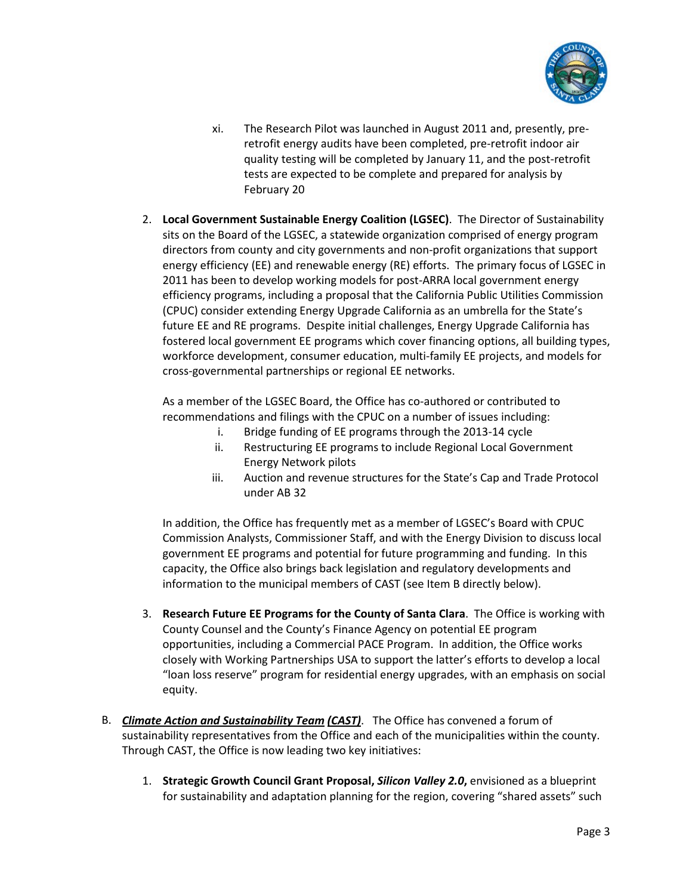xi. The Research Pilot was launched in August 2011 and, presently, pre-retrofit energy audits have been completed, pre-retrofit indoor air quality testing will be completed by January 11, and the post-retrofit tests are expected to be complete and prepared for analysis by February 20

2. **Local Government Sustainable Energy Coalition (LGSEC)**. The Director of Sustainability sits on the Board of the LGSEC, a statewide organization comprised of energy program directors from county and city governments and non-profit organizations that support energy efficiency (EE) and renewable energy (RE) efforts. The primary focus of LGSEC in 2011 has been to develop working models for post-ARRA local government energy efficiency programs, including a proposal that the California Public Utilities Commission (CPUC) consider extending Energy Upgrade California as an umbrella for the State's future EE and RE programs. Despite initial challenges, Energy Upgrade California has fostered local government EE programs which cover financing options, all building types, workforce development, consumer education, multi-family EE projects, and models for cross-governmental partnerships or regional EE networks.

   As a member of the LGSEC Board, the Office has co-authored or contributed to recommendations and filings with the CPUC on a number of issues including:

   i. Bridge funding of EE programs through the 2013-14 cycle
   ii. Restructuring EE programs to include Regional Local Government Energy Network pilots
   iii. Auction and revenue structures for the State's Cap and Trade Protocol under AB 32

   In addition, the Office has frequently met as a member of LGSEC's Board with CPUC Commission Analysts, Commissioner Staff, and with the Energy Division to discuss local government EE programs and potential for future programming and funding. In this capacity, the Office also brings back legislation and regulatory developments and information to the municipal members of CAST (see Item B directly below).

3. **Research Future EE Programs for the County of Santa Clara**. The Office is working with County Counsel and the County's Finance Agency on potential EE program opportunities, including a Commercial PACE Program. In addition, the Office works closely with Working Partnerships USA to support the latter's efforts to develop a local "loan loss reserve" program for residential energy upgrades, with an emphasis on social equity.

B. ***Climate Action and Sustainability Team (CAST)***. The Office has convened a forum of sustainability representatives from the Office and each of the municipalities within the county. Through CAST, the Office is now leading two key initiatives:

1. **Strategic Growth Council Grant Proposal, *Silicon Valley 2.0*,** envisioned as a blueprint for sustainability and adaptation planning for the region, covering "shared assets" such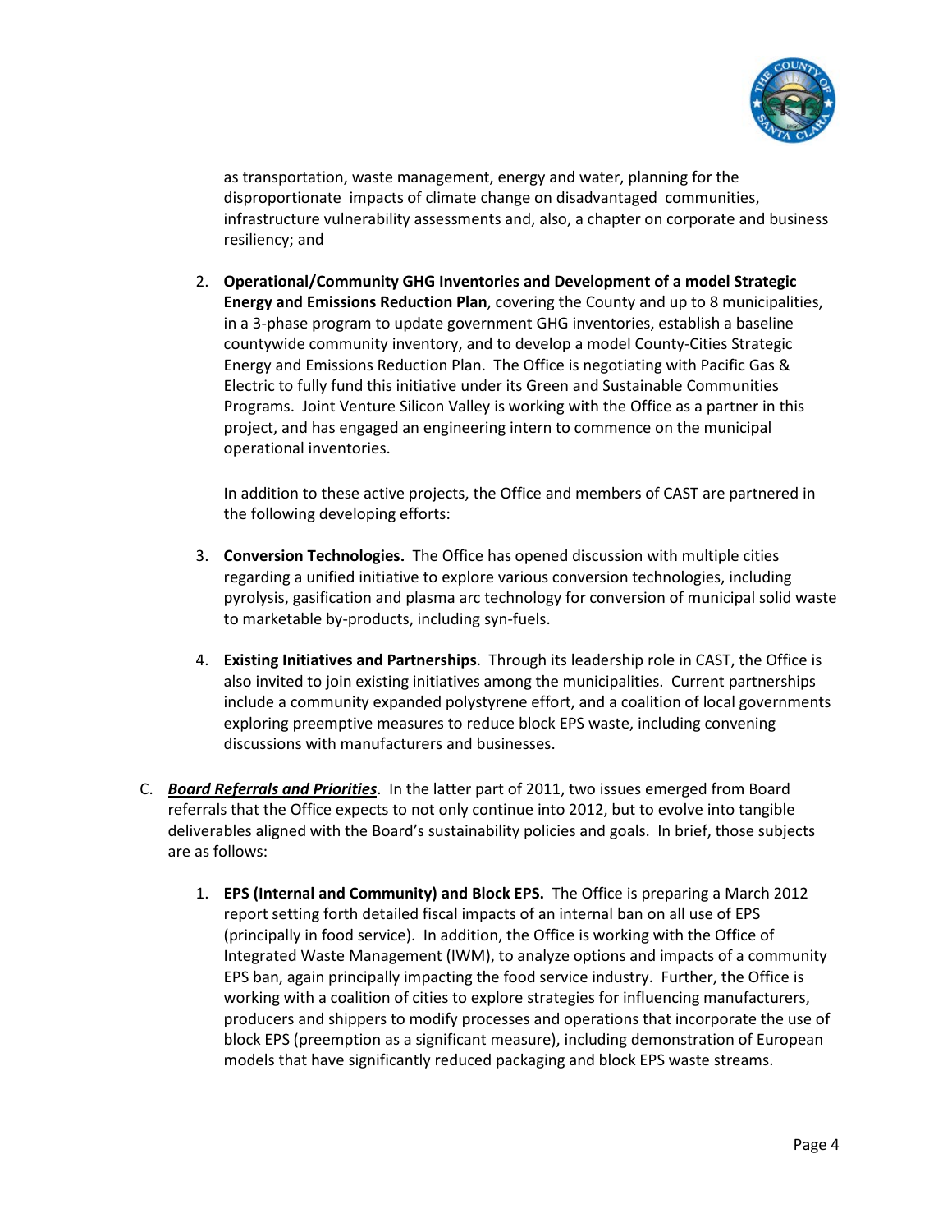as transportation, waste management, energy and water, planning for the disproportionate impacts of climate change on disadvantaged communities, infrastructure vulnerability assessments and, also, a chapter on corporate and business resiliency; and

2. **Operational/Community GHG Inventories and Development of a model Strategic Energy and Emissions Reduction Plan**, covering the County and up to 8 municipalities, in a 3-phase program to update government GHG inventories, establish a baseline countywide community inventory, and to develop a model County-Cities Strategic Energy and Emissions Reduction Plan. The Office is negotiating with Pacific Gas & Electric to fully fund this initiative under its Green and Sustainable Communities Programs. Joint Venture Silicon Valley is working with the Office as a partner in this project, and has engaged an engineering intern to commence on the municipal operational inventories.

   In addition to these active projects, the Office and members of CAST are partnered in the following developing efforts:

3. **Conversion Technologies.** The Office has opened discussion with multiple cities regarding a unified initiative to explore various conversion technologies, including pyrolysis, gasification and plasma arc technology for conversion of municipal solid waste to marketable by-products, including syn-fuels.

4. **Existing Initiatives and Partnerships**. Through its leadership role in CAST, the Office is also invited to join existing initiatives among the municipalities. Current partnerships include a community expanded polystyrene effort, and a coalition of local governments exploring preemptive measures to reduce block EPS waste, including convening discussions with manufacturers and businesses.

C. ***Board Referrals and Priorities***. In the latter part of 2011, two issues emerged from Board referrals that the Office expects to not only continue into 2012, but to evolve into tangible deliverables aligned with the Board's sustainability policies and goals. In brief, those subjects are as follows:

   1. **EPS (Internal and Community) and Block EPS.** The Office is preparing a March 2012 report setting forth detailed fiscal impacts of an internal ban on all use of EPS (principally in food service). In addition, the Office is working with the Office of Integrated Waste Management (IWM), to analyze options and impacts of a community EPS ban, again principally impacting the food service industry. Further, the Office is working with a coalition of cities to explore strategies for influencing manufacturers, producers and shippers to modify processes and operations that incorporate the use of block EPS (preemption as a significant measure), including demonstration of European models that have significantly reduced packaging and block EPS waste streams.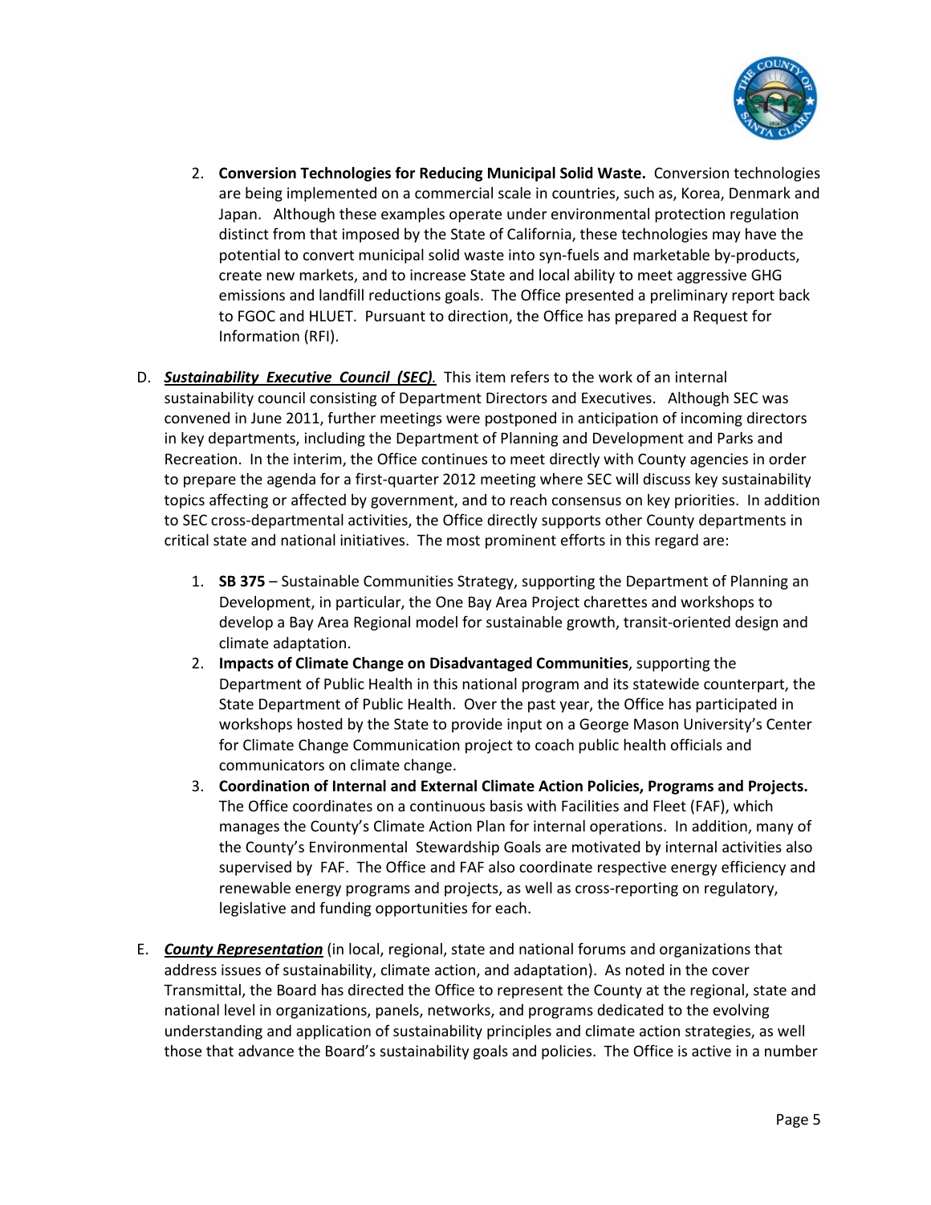2. **Conversion Technologies for Reducing Municipal Solid Waste.** Conversion technologies are being implemented on a commercial scale in countries, such as, Korea, Denmark and Japan. Although these examples operate under environmental protection regulation distinct from that imposed by the State of California, these technologies may have the potential to convert municipal solid waste into syn-fuels and marketable by-products, create new markets, and to increase State and local ability to meet aggressive GHG emissions and landfill reductions goals. The Office presented a preliminary report back to FGOC and HLUET. Pursuant to direction, the Office has prepared a Request for Information (RFI).

D. ***Sustainability Executive Council (SEC).*** This item refers to the work of an internal sustainability council consisting of Department Directors and Executives. Although SEC was convened in June 2011, further meetings were postponed in anticipation of incoming directors in key departments, including the Department of Planning and Development and Parks and Recreation. In the interim, the Office continues to meet directly with County agencies in order to prepare the agenda for a first-quarter 2012 meeting where SEC will discuss key sustainability topics affecting or affected by government, and to reach consensus on key priorities. In addition to SEC cross-departmental activities, the Office directly supports other County departments in critical state and national initiatives. The most prominent efforts in this regard are:

1. **SB 375** – Sustainable Communities Strategy, supporting the Department of Planning an Development, in particular, the One Bay Area Project charettes and workshops to develop a Bay Area Regional model for sustainable growth, transit-oriented design and climate adaptation.
2. **Impacts of Climate Change on Disadvantaged Communities**, supporting the Department of Public Health in this national program and its statewide counterpart, the State Department of Public Health. Over the past year, the Office has participated in workshops hosted by the State to provide input on a George Mason University's Center for Climate Change Communication project to coach public health officials and communicators on climate change.
3. **Coordination of Internal and External Climate Action Policies, Programs and Projects.** The Office coordinates on a continuous basis with Facilities and Fleet (FAF), which manages the County's Climate Action Plan for internal operations. In addition, many of the County's Environmental Stewardship Goals are motivated by internal activities also supervised by FAF. The Office and FAF also coordinate respective energy efficiency and renewable energy programs and projects, as well as cross-reporting on regulatory, legislative and funding opportunities for each.

E. ***County Representation*** (in local, regional, state and national forums and organizations that address issues of sustainability, climate action, and adaptation). As noted in the cover Transmittal, the Board has directed the Office to represent the County at the regional, state and national level in organizations, panels, networks, and programs dedicated to the evolving understanding and application of sustainability principles and climate action strategies, as well those that advance the Board's sustainability goals and policies. The Office is active in a number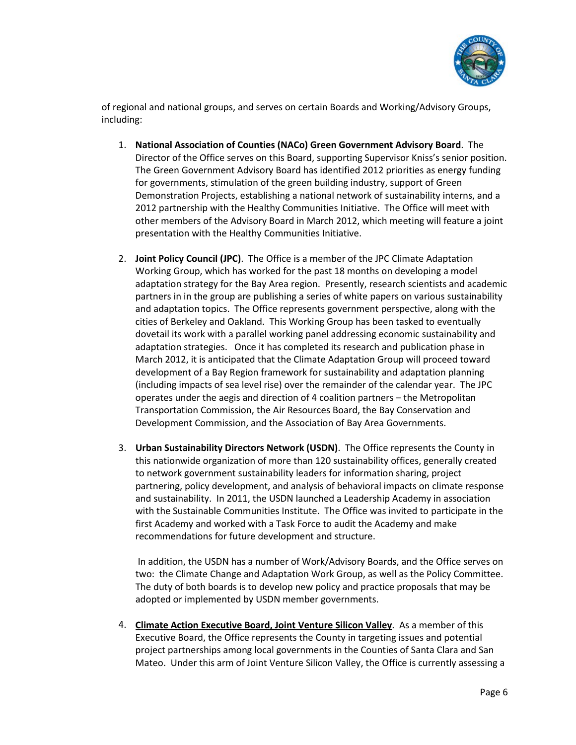of regional and national groups, and serves on certain Boards and Working/Advisory Groups, including:

1. **National Association of Counties (NACo) Green Government Advisory Board**. The Director of the Office serves on this Board, supporting Supervisor Kniss's senior position. The Green Government Advisory Board has identified 2012 priorities as energy funding for governments, stimulation of the green building industry, support of Green Demonstration Projects, establishing a national network of sustainability interns, and a 2012 partnership with the Healthy Communities Initiative. The Office will meet with other members of the Advisory Board in March 2012, which meeting will feature a joint presentation with the Healthy Communities Initiative.

2. **Joint Policy Council (JPC)**. The Office is a member of the JPC Climate Adaptation Working Group, which has worked for the past 18 months on developing a model adaptation strategy for the Bay Area region. Presently, research scientists and academic partners in in the group are publishing a series of white papers on various sustainability and adaptation topics. The Office represents government perspective, along with the cities of Berkeley and Oakland. This Working Group has been tasked to eventually dovetail its work with a parallel working panel addressing economic sustainability and adaptation strategies. Once it has completed its research and publication phase in March 2012, it is anticipated that the Climate Adaptation Group will proceed toward development of a Bay Region framework for sustainability and adaptation planning (including impacts of sea level rise) over the remainder of the calendar year. The JPC operates under the aegis and direction of 4 coalition partners – the Metropolitan Transportation Commission, the Air Resources Board, the Bay Conservation and Development Commission, and the Association of Bay Area Governments.

3. **Urban Sustainability Directors Network (USDN)**. The Office represents the County in this nationwide organization of more than 120 sustainability offices, generally created to network government sustainability leaders for information sharing, project partnering, policy development, and analysis of behavioral impacts on climate response and sustainability. In 2011, the USDN launched a Leadership Academy in association with the Sustainable Communities Institute. The Office was invited to participate in the first Academy and worked with a Task Force to audit the Academy and make recommendations for future development and structure.

   In addition, the USDN has a number of Work/Advisory Boards, and the Office serves on two: the Climate Change and Adaptation Work Group, as well as the Policy Committee. The duty of both boards is to develop new policy and practice proposals that may be adopted or implemented by USDN member governments.

4. **Climate Action Executive Board, Joint Venture Silicon Valley**. As a member of this Executive Board, the Office represents the County in targeting issues and potential project partnerships among local governments in the Counties of Santa Clara and San Mateo. Under this arm of Joint Venture Silicon Valley, the Office is currently assessing a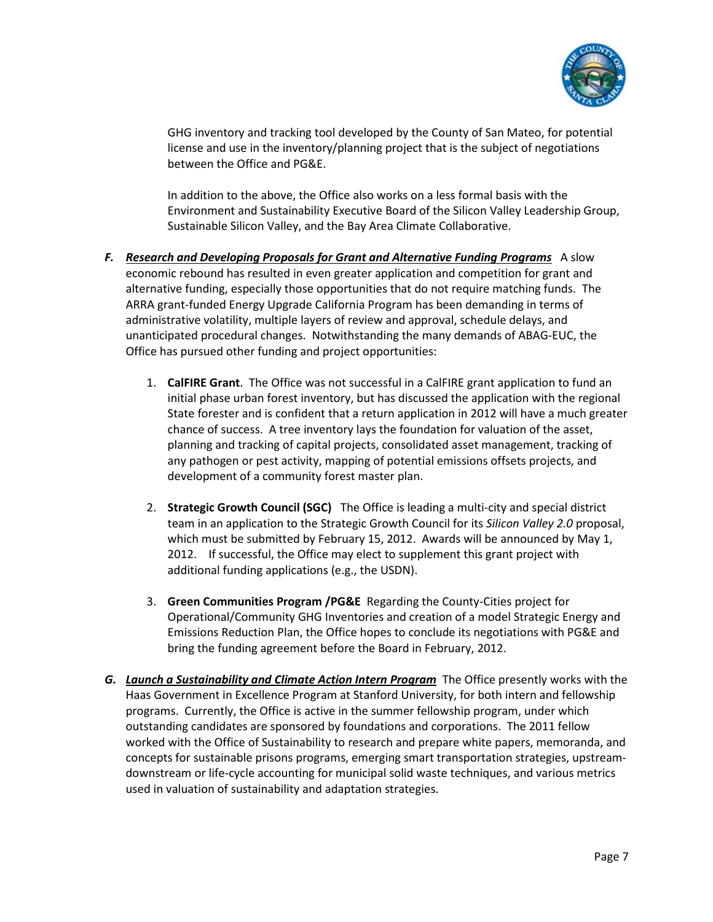GHG inventory and tracking tool developed by the County of San Mateo, for potential license and use in the inventory/planning project that is the subject of negotiations between the Office and PG&E.

In addition to the above, the Office also works on a less formal basis with the Environment and Sustainability Executive Board of the Silicon Valley Leadership Group, Sustainable Silicon Valley, and the Bay Area Climate Collaborative.

**F.** ***Research and Developing Proposals for Grant and Alternative Funding Programs*** A slow economic rebound has resulted in even greater application and competition for grant and alternative funding, especially those opportunities that do not require matching funds. The ARRA grant-funded Energy Upgrade California Program has been demanding in terms of administrative volatility, multiple layers of review and approval, schedule delays, and unanticipated procedural changes. Notwithstanding the many demands of ABAG-EUC, the Office has pursued other funding and project opportunities:

1. **CalFIRE Grant**. The Office was not successful in a CalFIRE grant application to fund an initial phase urban forest inventory, but has discussed the application with the regional State forester and is confident that a return application in 2012 will have a much greater chance of success. A tree inventory lays the foundation for valuation of the asset, planning and tracking of capital projects, consolidated asset management, tracking of any pathogen or pest activity, mapping of potential emissions offsets projects, and development of a community forest master plan.

2. **Strategic Growth Council (SGC)** The Office is leading a multi-city and special district team in an application to the Strategic Growth Council for its *Silicon Valley 2.0* proposal, which must be submitted by February 15, 2012. Awards will be announced by May 1, 2012. If successful, the Office may elect to supplement this grant project with additional funding applications (e.g., the USDN).

3. **Green Communities Program /PG&E** Regarding the County-Cities project for Operational/Community GHG Inventories and creation of a model Strategic Energy and Emissions Reduction Plan, the Office hopes to conclude its negotiations with PG&E and bring the funding agreement before the Board in February, 2012.

**G.** ***Launch a Sustainability and Climate Action Intern Program*** The Office presently works with the Haas Government in Excellence Program at Stanford University, for both intern and fellowship programs. Currently, the Office is active in the summer fellowship program, under which outstanding candidates are sponsored by foundations and corporations. The 2011 fellow worked with the Office of Sustainability to research and prepare white papers, memoranda, and concepts for sustainable prisons programs, emerging smart transportation strategies, upstream-downstream or life-cycle accounting for municipal solid waste techniques, and various metrics used in valuation of sustainability and adaptation strategies.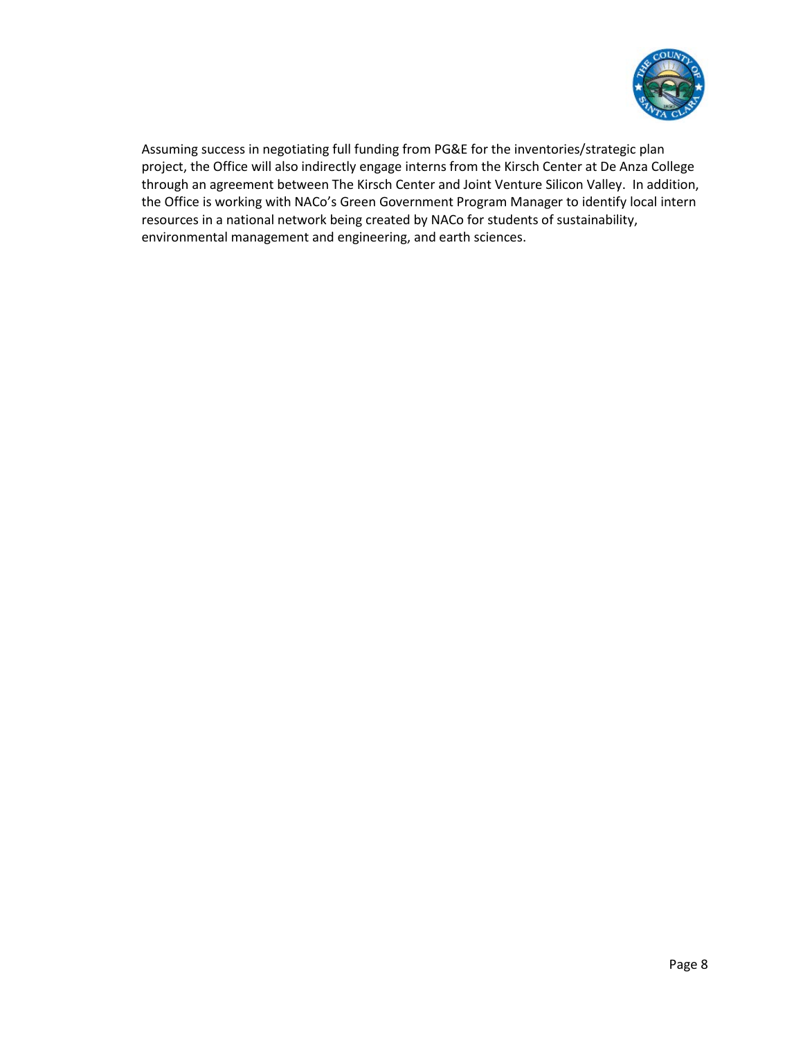Assuming success in negotiating full funding from PG&E for the inventories/strategic plan project, the Office will also indirectly engage interns from the Kirsch Center at De Anza College through an agreement between The Kirsch Center and Joint Venture Silicon Valley. In addition, the Office is working with NACo's Green Government Program Manager to identify local intern resources in a national network being created by NACo for students of sustainability, environmental management and engineering, and earth sciences.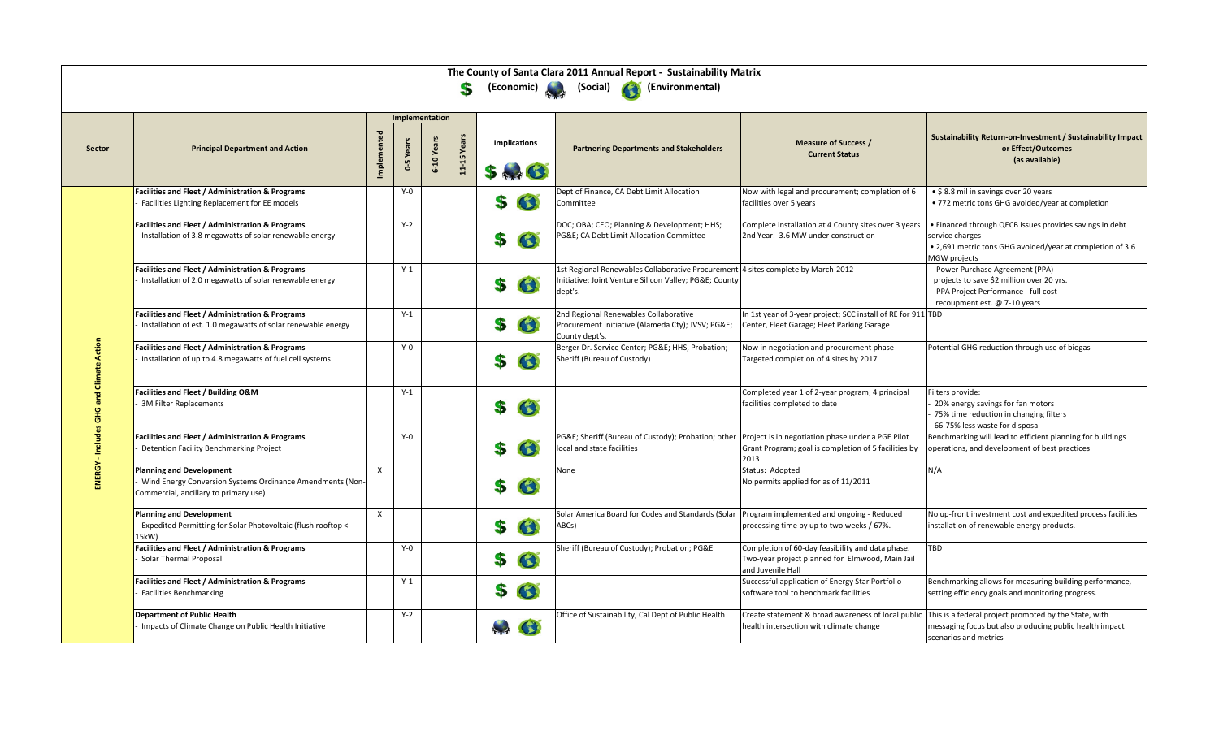# The County of Santa Clara 2011 Annual Report - Sustainability Matrix

$ (Economic) (Social) (Environmental)

| Sector | Principal Department and Action | Implementation: Implemented | Implementation: 0-5 Years | Implementation: 6-10 Years | Implementation: 11-15 Years | Implications | Partnering Departments and Stakeholders | Measure of Success / Current Status | Sustainability Return-on-Investment / Sustainability Impact or Effect/Outcomes (as available) |
|---|---|---|---|---|---|---|---|---|---|
| ENERGY - Includes GHG and Climate Action | **Facilities and Fleet / Administration & Programs** - Facilities Lighting Replacement for EE models | | Y-0 | | | $ Environmental | Dept of Finance, CA Debt Limit Allocation Committee | Now with legal and procurement; completion of 6 facilities over 5 years | • $ 8.8 mil in savings over 20 years • 772 metric tons GHG avoided/year at completion |
| | **Facilities and Fleet / Administration & Programs** - Installation of 3.8 megawatts of solar renewable energy | | Y-2 | | | $ Environmental | DOC; OBA; CEO; Planning & Development; HHS; PG&E; CA Debt Limit Allocation Committee | Complete installation at 4 County sites over 3 years 2nd Year: 3.6 MW under construction | • Financed through QECB issues provides savings in debt service charges • 2,691 metric tons GHG avoided/year at completion of 3.6 MGW projects |
| | **Facilities and Fleet / Administration & Programs** - Installation of 2.0 megawatts of solar renewable energy | | Y-1 | | | $ Environmental | 1st Regional Renewables Collaborative Procurement Initiative; Joint Venture Silicon Valley; PG&E; County dept's. | 4 sites complete by March-2012 | - Power Purchase Agreement (PPA) projects to save $2 million over 20 yrs. - PPA Project Performance - full cost recoupment est. @ 7-10 years |
| | **Facilities and Fleet / Administration & Programs** - Installation of est. 1.0 megawatts of solar renewable energy | | Y-1 | | | $ Environmental | 2nd Regional Renewables Collaborative Procurement Initiative (Alameda Cty); JVSV; PG&E; County dept's. | In 1st year of 3-year project; SCC install of RE for 911 Center, Fleet Garage; Fleet Parking Garage | TBD |
| | **Facilities and Fleet / Administration & Programs** - Installation of up to 4.8 megawatts of fuel cell systems | | Y-0 | | | $ Environmental | Berger Dr. Service Center; PG&E; HHS, Probation; Sheriff (Bureau of Custody) | Now in negotiation and procurement phase Targeted completion of 4 sites by 2017 | Potential GHG reduction through use of biogas |
| | **Facilities and Fleet / Building O&M** - 3M Filter Replacements | | Y-1 | | | $ Environmental | | Completed year 1 of 2-year program; 4 principal facilities completed to date | Filters provide: - 20% energy savings for fan motors - 75% time reduction in changing filters - 66-75% less waste for disposal |
| | **Facilities and Fleet / Administration & Programs** - Detention Facility Benchmarking Project | | Y-0 | | | $ Environmental | PG&E; Sheriff (Bureau of Custody); Probation; other local and state facilities | Project is in negotiation phase under a PGE Pilot Grant Program; goal is completion of 5 facilities by 2013 | Benchmarking will lead to efficient planning for buildings operations, and development of best practices |
| | **Planning and Development** - Wind Energy Conversion Systems Ordinance Amendments (Non-Commercial, ancillary to primary use) | X | | | | $ Environmental | None | Status: Adopted No permits applied for as of 11/2011 | N/A |
| | **Planning and Development** - Expedited Permitting for Solar Photovoltaic (flush rooftop < 15kW) | X | | | | $ Environmental | Solar America Board for Codes and Standards (Solar ABCs) | Program implemented and ongoing - Reduced processing time by up to two weeks / 67%. | No up-front investment cost and expedited process facilities installation of renewable energy products. |
| | **Facilities and Fleet / Administration & Programs** - Solar Thermal Proposal | | Y-0 | | | $ Environmental | Sheriff (Bureau of Custody); Probation; PG&E | Completion of 60-day feasibility and data phase. Two-year project planned for Elmwood, Main Jail and Juvenile Hall | TBD |
| | **Facilities and Fleet / Administration & Programs** - Facilities Benchmarking | | Y-1 | | | $ Environmental | | Successful application of Energy Star Portfolio software tool to benchmark facilities | Benchmarking allows for measuring building performance, setting efficiency goals and monitoring progress. |
| | **Department of Public Health** - Impacts of Climate Change on Public Health Initiative | | Y-2 | | | Social Environmental | Office of Sustainability, Cal Dept of Public Health | Create statement & broad awareness of local public health intersection with climate change | This is a federal project promoted by the State, with messaging focus but also producing public health impact scenarios and metrics |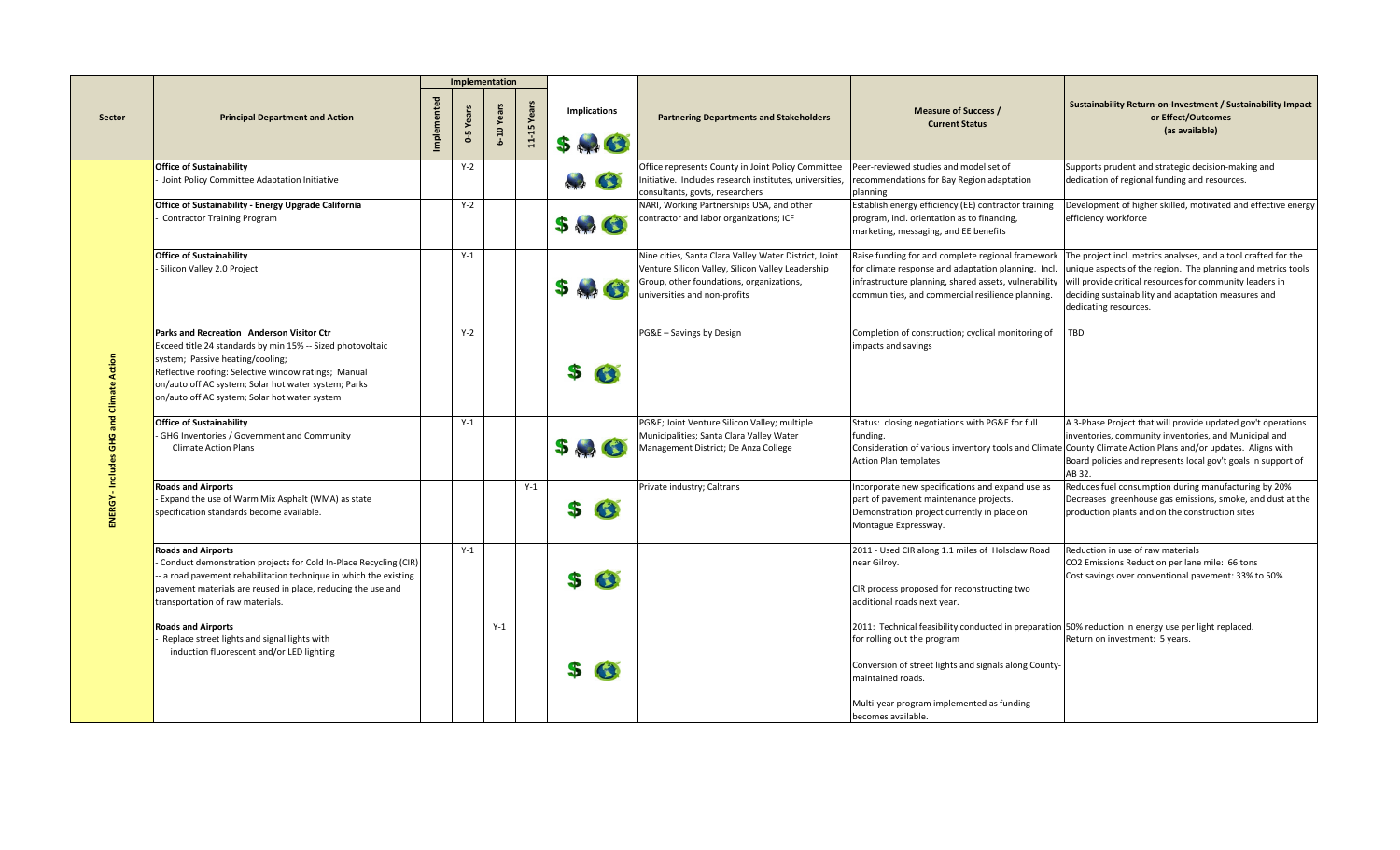| Sector | Principal Department and Action | Implementation | | | | Implications | Partnering Departments and Stakeholders | Measure of Success / Current Status | Sustainability Return-on-Investment / Sustainability Impact or Effect/Outcomes (as available) |
|---|---|---|---|---|---|---|---|---|---|
| | | Implemented | 0-5 Years | 6-10 Years | 11-15 Years | $ | | | |
| ENERGY - Includes GHG and Climate Action | **Office of Sustainability** - Joint Policy Committee Adaptation Initiative | | Y-2 | | | | Office represents County in Joint Policy Committee Initiative. Includes research institutes, universities, consultants, govts, researchers | Peer-reviewed studies and model set of recommendations for Bay Region adaptation planning | Supports prudent and strategic decision-making and dedication of regional funding and resources. |
| | **Office of Sustainability - Energy Upgrade California** - Contractor Training Program | | Y-2 | | | $ | NARI, Working Partnerships USA, and other contractor and labor organizations; ICF | Establish energy efficiency (EE) contractor training program, incl. orientation as to financing, marketing, messaging, and EE benefits | Development of higher skilled, motivated and effective energy efficiency workforce |
| | **Office of Sustainability** - Silicon Valley 2.0 Project | | Y-1 | | | $ | Nine cities, Santa Clara Valley Water District, Joint Venture Silicon Valley, Silicon Valley Leadership Group, other foundations, organizations, universities and non-profits | Raise funding for and complete regional framework for climate response and adaptation planning. Incl. infrastructure planning, shared assets, vulnerability communities, and commercial resilience planning. | The project incl. metrics analyses, and a tool crafted for the unique aspects of the region. The planning and metrics tools will provide critical resources for community leaders in deciding sustainability and adaptation measures and dedicating resources. |
| | **Parks and Recreation Anderson Visitor Ctr** Exceed title 24 standards by min 15% -- Sized photovoltaic system; Passive heating/cooling; Reflective roofing: Selective window ratings; Manual on/auto off AC system; Solar hot water system; Parks on/auto off AC system; Solar hot water system | | Y-2 | | | $ | PG&E – Savings by Design | Completion of construction; cyclical monitoring of impacts and savings | TBD |
| | **Office of Sustainability** - GHG Inventories / Government and Community Climate Action Plans | | Y-1 | | | $ | PG&E; Joint Venture Silicon Valley; multiple Municipalities; Santa Clara Valley Water Management District; De Anza College | Status: closing negotiations with PG&E for full funding. Consideration of various inventory tools and Climate Action Plan templates | A 3-Phase Project that will provide updated gov't operations inventories, community inventories, and Municipal and County Climate Action Plans and/or updates. Aligns with Board policies and represents local gov't goals in support of AB 32. |
| | **Roads and Airports** - Expand the use of Warm Mix Asphalt (WMA) as state specification standards become available. | | | | Y-1 | $ | Private industry; Caltrans | Incorporate new specifications and expand use as part of pavement maintenance projects. Demonstration project currently in place on Montague Expressway. | Reduces fuel consumption during manufacturing by 20% Decreases greenhouse gas emissions, smoke, and dust at the production plants and on the construction sites |
| | **Roads and Airports** - Conduct demonstration projects for Cold In-Place Recycling (CIR) -- a road pavement rehabilitation technique in which the existing pavement materials are reused in place, reducing the use and transportation of raw materials. | | Y-1 | | | $ | | 2011 - Used CIR along 1.1 miles of Holsclaw Road near Gilroy. CIR process proposed for reconstructing two additional roads next year. | Reduction in use of raw materials $CO_2$ Emissions Reduction per lane mile: 66 tons Cost savings over conventional pavement: 33% to 50% |
| | **Roads and Airports** - Replace street lights and signal lights with induction fluorescent and/or LED lighting | | | Y-1 | | $ | | 2011: Technical feasibility conducted in preparation for rolling out the program Conversion of street lights and signals along County-maintained roads. Multi-year program implemented as funding becomes available. | 50% reduction in energy use per light replaced. Return on investment: 5 years. |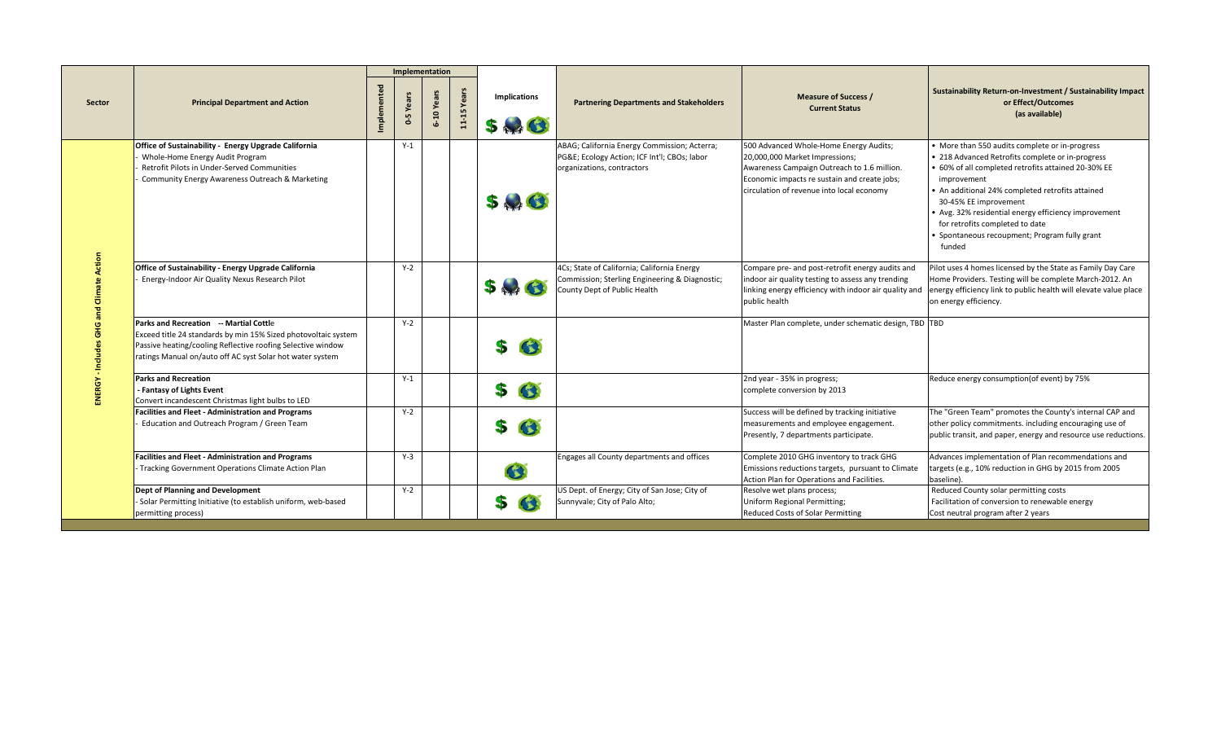| Sector | Principal Department and Action | Implementation | | | | Implications | Partnering Departments and Stakeholders | Measure of Success / Current Status | Sustainability Return-on-Investment / Sustainability Impact or Effect/Outcomes (as available) |
|---|---|---|---|---|---|---|---|---|---|
| | | Implemented | 0-5 Years | 6-10 Years | 11-15 Years | | | | |
| ENERGY - Includes GHG and Climate Action | **Office of Sustainability - Energy Upgrade California**<br>- Whole-Home Energy Audit Program<br>- Retrofit Pilots in Under-Served Communities<br>- Community Energy Awareness Outreach & Marketing | | Y-1 | | | | ABAG; California Energy Commission; Acterra; PG&E; Ecology Action; ICF Int'l; CBOs; labor organizations, contractors | 500 Advanced Whole-Home Energy Audits;<br>20,000,000 Market Impressions;<br>Awareness Campaign Outreach to 1.6 million.<br>Economic impacts re sustain and create jobs; circulation of revenue into local economy | • More than 550 audits complete or in-progress<br>• 218 Advanced Retrofits complete or in-progress<br>• 60% of all completed retrofits attained 20-30% EE improvement<br>• An additional 24% completed retrofits attained 30-45% EE improvement<br>• Avg. 32% residential energy efficiency improvement for retrofits completed to date<br>• Spontaneous recoupment; Program fully grant funded |
| | **Office of Sustainability - Energy Upgrade California**<br>- Energy-Indoor Air Quality Nexus Research Pilot | | Y-2 | | | | 4Cs; State of California; California Energy Commission; Sterling Engineering & Diagnostic; County Dept of Public Health | Compare pre- and post-retrofit energy audits and indoor air quality testing to assess any trending linking energy efficiency with indoor air quality and public health | Pilot uses 4 homes licensed by the State as Family Day Care Home Providers. Testing will be complete March-2012. An energy efficiency link to public health will elevate value place on energy efficiency. |
| | **Parks and Recreation -- Martial Cottle**<br>Exceed title 24 standards by min 15% Sized photovoltaic system Passive heating/cooling Reflective roofing Selective window ratings Manual on/auto off AC syst Solar hot water system | | Y-2 | | | | | Master Plan complete, under schematic design, TBD | TBD |
| | **Parks and Recreation**<br>**- Fantasy of Lights Event**<br>Convert incandescent Christmas light bulbs to LED | | Y-1 | | | | | 2nd year - 35% in progress;<br>complete conversion by 2013 | Reduce energy consumption(of event) by 75% |
| | **Facilities and Fleet - Administration and Programs**<br>- Education and Outreach Program / Green Team | | Y-2 | | | | | Success will be defined by tracking initiative measurements and employee engagement. Presently, 7 departments participate. | The "Green Team" promotes the County's internal CAP and other policy commitments. including encouraging use of public transit, and paper, energy and resource use reductions. |
| | **Facilities and Fleet - Administration and Programs**<br>- Tracking Government Operations Climate Action Plan | | Y-3 | | | | Engages all County departments and offices | Complete 2010 GHG inventory to track GHG Emissions reductions targets, pursuant to Climate Action Plan for Operations and Facilities. | Advances implementation of Plan recommendations and targets (e.g., 10% reduction in GHG by 2015 from 2005 baseline). |
| | **Dept of Planning and Development**<br>- Solar Permitting Initiative (to establish uniform, web-based permitting process) | | Y-2 | | | | US Dept. of Energy; City of San Jose; City of Sunnyvale; City of Palo Alto; | Resolve wet plans process;<br>Uniform Regional Permitting;<br>Reduced Costs of Solar Permitting | Reduced County solar permitting costs<br>Facilitation of conversion to renewable energy<br>Cost neutral program after 2 years |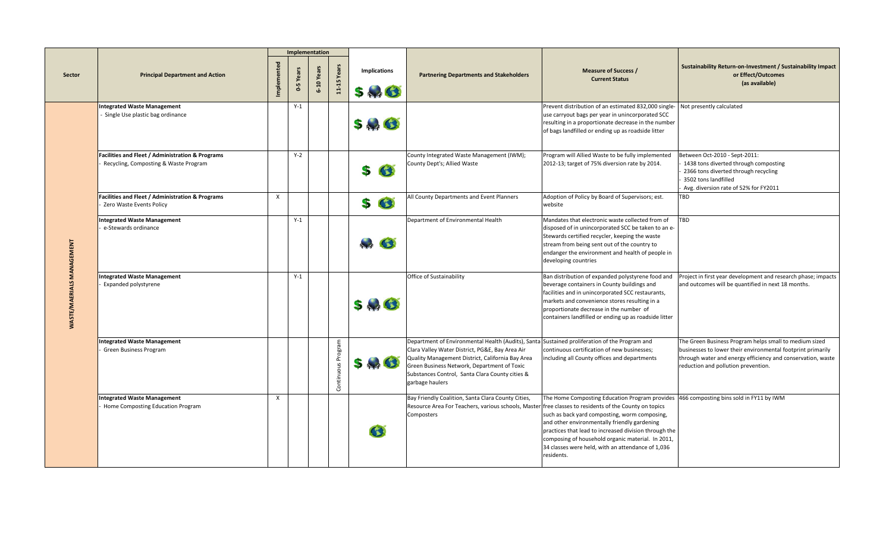| Sector | Principal Department and Action | Implementation | | | | Implications | Partnering Departments and Stakeholders | Measure of Success / Current Status | Sustainability Return-on-Investment / Sustainability Impact or Effect/Outcomes (as available) |
|---|---|---|---|---|---|---|---|---|---|
| | | Implemented | 0-5 Years | 6-10 Years | 11-15 Years | | | | |
| WASTE/MAERIALS MANAGEMENT | **Integrated Waste Management** - Single Use plastic bag ordinance | | Y-1 | | | | | Prevent distribution of an estimated 832,000 single-use carryout bags per year in unincorporated SCC resulting in a proportionate decrease in the number of bags landfilled or ending up as roadside litter | Not presently calculated |
| | **Facilities and Fleet / Administration & Programs** - Recycling, Composting & Waste Program | | Y-2 | | | | County Integrated Waste Management (IWM); County Dept's; Allied Waste | Program will Allied Waste to be fully implemented 2012-13; target of 75% diversion rate by 2014. | Between Oct-2010 - Sept-2011: - 1438 tons diverted through composting - 2366 tons diverted through recycling - 3502 tons landfilled - Avg. diversion rate of 52% for FY2011 |
| | **Facilities and Fleet / Administration & Programs** - Zero Waste Events Policy | X | | | | | All County Departments and Event Planners | Adoption of Policy by Board of Supervisors; est. website | TBD |
| | **Integrated Waste Management** - e-Stewards ordinance | | Y-1 | | | | Department of Environmental Health | Mandates that electronic waste collected from of disposed of in unincorporated SCC be taken to an e-Stewards certified recycler, keeping the waste stream from being sent out of the country to endanger the environment and health of people in developing countries | TBD |
| | **Integrated Waste Management** - Expanded polystyrene | | Y-1 | | | | Office of Sustainability | Ban distribution of expanded polystyrene food and beverage containers in County buildings and facilities and in unincorporated SCC restaurants, markets and convenience stores resulting in a proportionate decrease in the number of containers landfilled or ending up as roadside litter | Project in first year development and research phase; impacts and outcomes will be quantified in next 18 months. |
| | **Integrated Waste Management** - Green Business Program | | | | Continuous Program | | Department of Environmental Health (Audits), Santa Clara Valley Water District, PG&E, Bay Area Air Quality Management District, California Bay Area Green Business Network, Department of Toxic Substances Control, Santa Clara County cities & garbage haulers | Sustained proliferation of the Program and continuous certification of new businesses; including all County offices and departments | The Green Business Program helps small to medium sized businesses to lower their environmental footprint primarily through water and energy efficiency and conservation, waste reduction and pollution prevention. |
| | **Integrated Waste Management** - Home Composting Education Program | X | | | | | Bay Friendly Coalition, Santa Clara County Cities, Resource Area For Teachers, various schools, Master Composters | The Home Composting Education Program provides free classes to residents of the County on topics such as back yard composting, worm composing, and other environmentally friendly gardening practices that lead to increased division through the composing of household organic material. In 2011, 34 classes were held, with an attendance of 1,036 residents. | 466 composting bins sold in FY11 by IWM |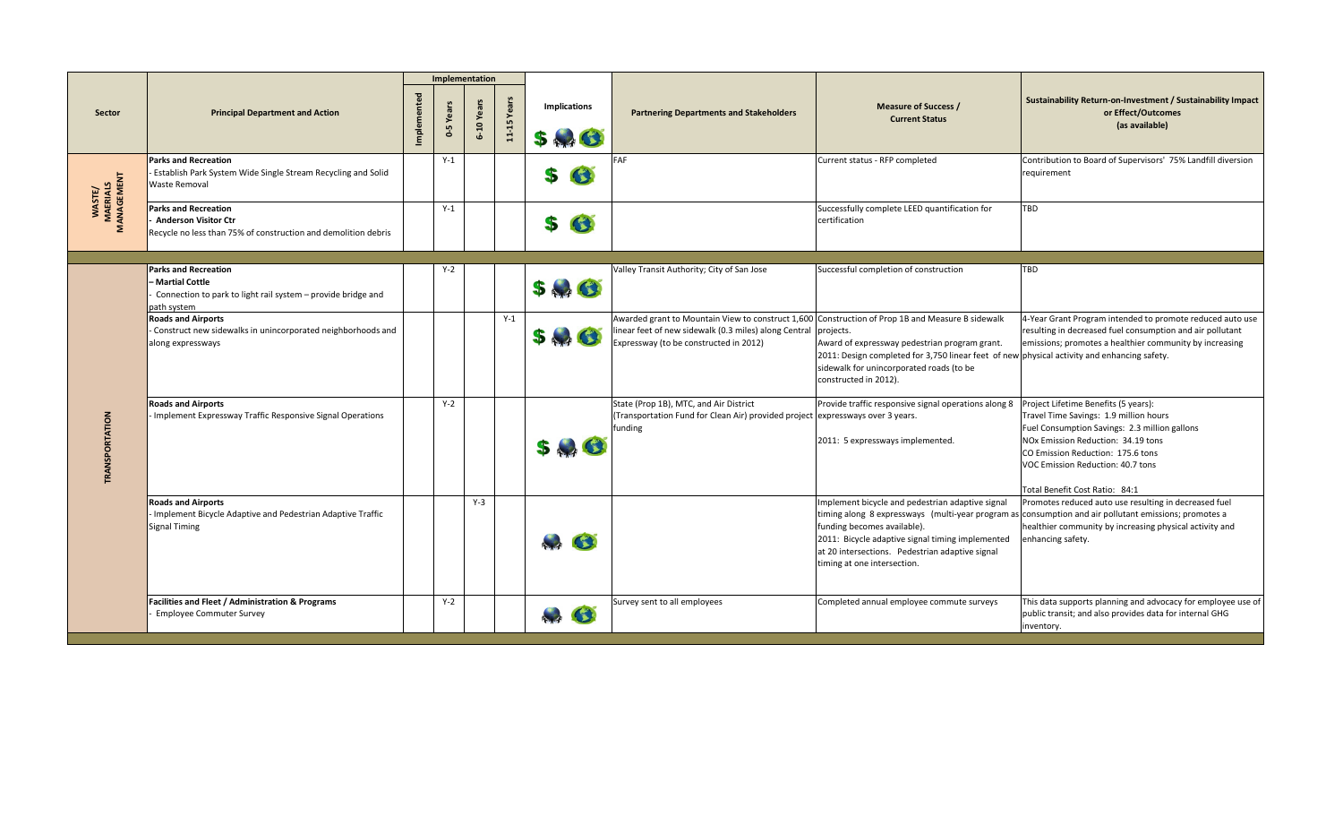| Sector | Principal Department and Action | Implementation | | | | Implications | Partnering Departments and Stakeholders | Measure of Success / Current Status | Sustainability Return-on-Investment / Sustainability Impact or Effect/Outcomes (as available) |
|---|---|---|---|---|---|---|---|---|---|
| | | Implemented | 0-5 Years | 6-10 Years | 11-15 Years | | | | |
| WASTE/ MAERIALS MANAGEMENT | **Parks and Recreation** - Establish Park System Wide Single Stream Recycling and Solid Waste Removal | | Y-1 | | | | FAF | Current status - RFP completed | Contribution to Board of Supervisors' 75% Landfill diversion requirement |
| | **Parks and Recreation** - **Anderson Visitor Ctr** Recycle no less than 75% of construction and demolition debris | | Y-1 | | | | | Successfully complete LEED quantification for certification | TBD |
| TRANSPORTATION | **Parks and Recreation** **– Martial Cottle** - Connection to park to light rail system – provide bridge and path system | | Y-2 | | | | Valley Transit Authority; City of San Jose | Successful completion of construction | TBD |
| | **Roads and Airports** - Construct new sidewalks in unincorporated neighborhoods and along expressways | | | | Y-1 | | Awarded grant to Mountain View to construct 1,600 linear feet of new sidewalk (0.3 miles) along Central Expressway (to be constructed in 2012) | Construction of Prop 1B and Measure B sidewalk projects. Award of expressway pedestrian program grant. 2011: Design completed for 3,750 linear feet of new sidewalk for unincorporated roads (to be constructed in 2012). | 4-Year Grant Program intended to promote reduced auto use resulting in decreased fuel consumption and air pollutant emissions; promotes a healthier community by increasing physical activity and enhancing safety. |
| | **Roads and Airports** - Implement Expressway Traffic Responsive Signal Operations | | Y-2 | | | | State (Prop 1B), MTC, and Air District (Transportation Fund for Clean Air) provided project funding | Provide traffic responsive signal operations along 8 expressways over 3 years. 2011: 5 expressways implemented. | Project Lifetime Benefits (5 years): Travel Time Savings: 1.9 million hours Fuel Consumption Savings: 2.3 million gallons NOx Emission Reduction: 34.19 tons CO Emission Reduction: 175.6 tons VOC Emission Reduction: 40.7 tons Total Benefit Cost Ratio: 84:1 |
| | **Roads and Airports** - Implement Bicycle Adaptive and Pedestrian Adaptive Traffic Signal Timing | | | Y-3 | | | | Implement bicycle and pedestrian adaptive signal timing along 8 expressways (multi-year program as funding becomes available). 2011: Bicycle adaptive signal timing implemented at 20 intersections. Pedestrian adaptive signal timing at one intersection. | Promotes reduced auto use resulting in decreased fuel consumption and air pollutant emissions; promotes a healthier community by increasing physical activity and enhancing safety. |
| | **Facilities and Fleet / Administration & Programs** - Employee Commuter Survey | | Y-2 | | | | Survey sent to all employees | Completed annual employee commute surveys | This data supports planning and advocacy for employee use of public transit; and also provides data for internal GHG inventory. |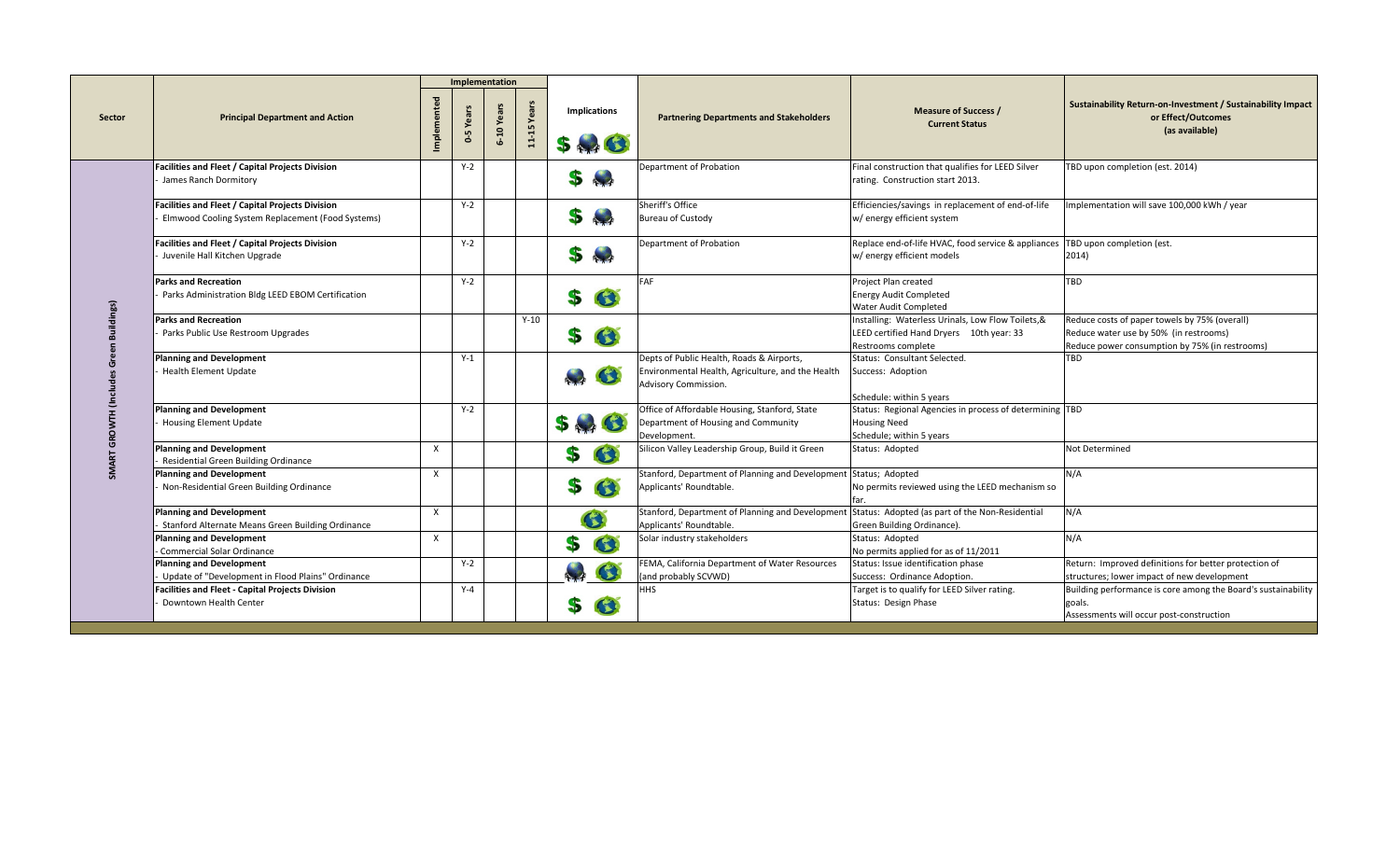| Sector | Principal Department and Action | Implementation | | | | Implications | Partnering Departments and Stakeholders | Measure of Success / Current Status | Sustainability Return-on-Investment / Sustainability Impact or Effect/Outcomes (as available) |
|---|---|---|---|---|---|---|---|---|---|
| | | Implemented | 0-5 Years | 6-10 Years | 11-15 Years | $ | | | |
| SMART GROWTH (Includes Green Buildings) | **Facilities and Fleet / Capital Projects Division**<br>- James Ranch Dormitory | | Y-2 | | | $ | Department of Probation | Final construction that qualifies for LEED Silver rating. Construction start 2013. | TBD upon completion (est. 2014) |
| | **Facilities and Fleet / Capital Projects Division**<br>- Elmwood Cooling System Replacement (Food Systems) | | Y-2 | | | $ | Sheriff's Office<br>Bureau of Custody | Efficiencies/savings in replacement of end-of-life w/ energy efficient system | Implementation will save 100,000 kWh / year |
| | **Facilities and Fleet / Capital Projects Division**<br>- Juvenile Hall Kitchen Upgrade | | Y-2 | | | $ | Department of Probation | Replace end-of-life HVAC, food service & appliances w/ energy efficient models | TBD upon completion (est. 2014) |
| | **Parks and Recreation**<br>- Parks Administration Bldg LEED EBOM Certification | | Y-2 | | | $ | FAF | Project Plan created<br>Energy Audit Completed<br>Water Audit Completed | TBD |
| | **Parks and Recreation**<br>- Parks Public Use Restroom Upgrades | | | | Y-10 | $ | | Installing: Waterless Urinals, Low Flow Toilets,& LEED certified Hand Dryers 10th year: 33 Restrooms complete | Reduce costs of paper towels by 75% (overall)<br>Reduce water use by 50% (in restrooms)<br>Reduce power consumption by 75% (in restrooms) |
| | **Planning and Development**<br>- Health Element Update | | Y-1 | | | | Depts of Public Health, Roads & Airports, Environmental Health, Agriculture, and the Health Advisory Commission. | Status: Consultant Selected.<br>Success: Adoption<br><br>Schedule: within 5 years | TBD |
| | **Planning and Development**<br>- Housing Element Update | | Y-2 | | | $ | Office of Affordable Housing, Stanford, State Department of Housing and Community Development. | Status: Regional Agencies in process of determining Housing Need<br>Schedule; within 5 years | TBD |
| | **Planning and Development**<br>- Residential Green Building Ordinance | X | | | | $ | Silicon Valley Leadership Group, Build it Green | Status: Adopted | Not Determined |
| | **Planning and Development**<br>- Non-Residential Green Building Ordinance | X | | | | $ | Stanford, Department of Planning and Development Applicants' Roundtable. | Status; Adopted<br>No permits reviewed using the LEED mechanism so far. | N/A |
| | **Planning and Development**<br>- Stanford Alternate Means Green Building Ordinance | X | | | | | Stanford, Department of Planning and Development Applicants' Roundtable. | Status: Adopted (as part of the Non-Residential Green Building Ordinance). | N/A |
| | **Planning and Development**<br>- Commercial Solar Ordinance | X | | | | $ | Solar industry stakeholders | Status: Adopted<br>No permits applied for as of 11/2011 | N/A |
| | **Planning and Development**<br>- Update of "Development in Flood Plains" Ordinance | | Y-2 | | | | FEMA, California Department of Water Resources (and probably SCVWD) | Status: Issue identification phase<br>Success: Ordinance Adoption. | Return: Improved definitions for better protection of structures; lower impact of new development |
| | **Facilities and Fleet - Capital Projects Division**<br>- Downtown Health Center | | Y-4 | | | $ | HHS | Target is to qualify for LEED Silver rating.<br>Status: Design Phase | Building performance is core among the Board's sustainability goals.<br>Assessments will occur post-construction |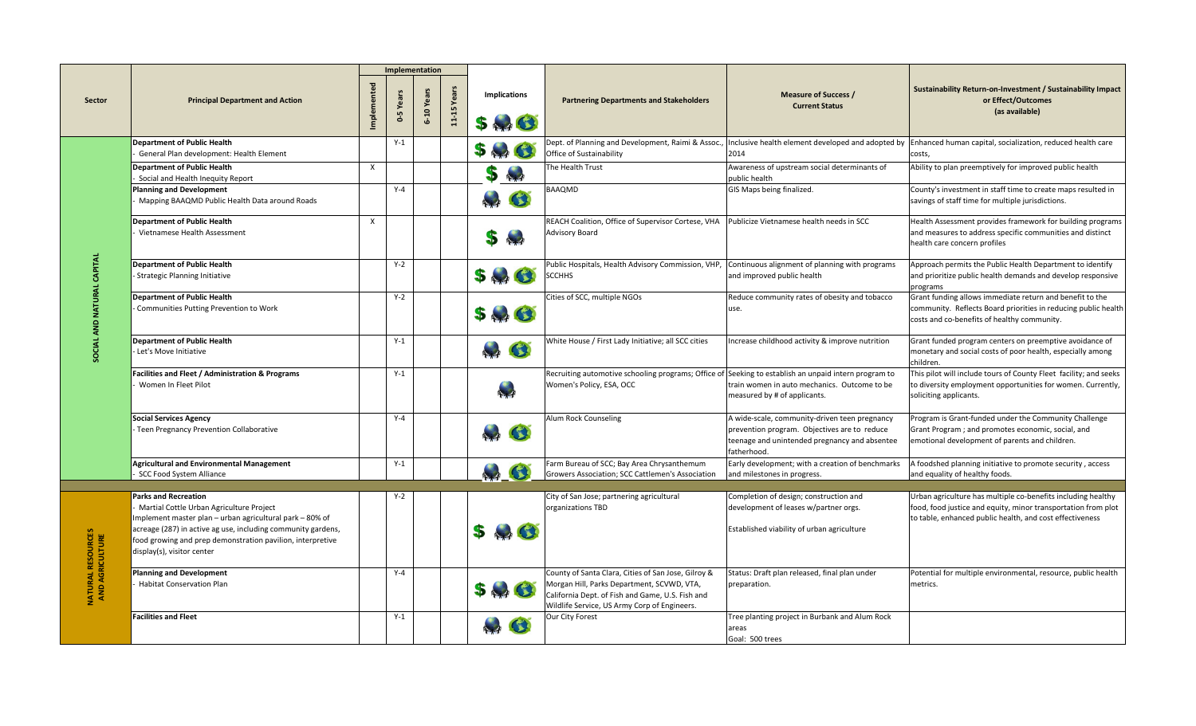| Sector | Principal Department and Action | Implementation | | | | Implications | Partnering Departments and Stakeholders | Measure of Success / Current Status | Sustainability Return-on-Investment / Sustainability Impact or Effect/Outcomes (as available) |
|---|---|---|---|---|---|---|---|---|---|
| | | Implemented | 0-5 Years | 6-10 Years | 11-15 Years | $ | | | |
| SOCIAL AND NATURAL CAPITAL | **Department of Public Health**<br>- General Plan development: Health Element | | Y-1 | | | $ | Dept. of Planning and Development, Raimi & Assoc., Office of Sustainability | Inclusive health element developed and adopted by 2014 | Enhanced human capital, socialization, reduced health care costs, |
| | **Department of Public Health**<br>- Social and Health Inequity Report | X | | | | $ | The Health Trust | Awareness of upstream social determinants of public health | Ability to plan preemptively for improved public health |
| | **Planning and Development**<br>- Mapping BAAQMD Public Health Data around Roads | | Y-4 | | | | BAAQMD | GIS Maps being finalized. | County's investment in staff time to create maps resulted in savings of staff time for multiple jurisdictions. |
| | **Department of Public Health**<br>- Vietnamese Health Assessment | X | | | | $ | REACH Coalition, Office of Supervisor Cortese, VHA Advisory Board | Publicize Vietnamese health needs in SCC | Health Assessment provides framework for building programs and measures to address specific communities and distinct health care concern profiles |
| | **Department of Public Health**<br>- Strategic Planning Initiative | | Y-2 | | | $ | Public Hospitals, Health Advisory Commission, VHP, SCCHHS | Continuous alignment of planning with programs and improved public health | Approach permits the Public Health Department to identify and prioritize public health demands and develop responsive programs |
| | **Department of Public Health**<br>- Communities Putting Prevention to Work | | Y-2 | | | $ | Cities of SCC, multiple NGOs | Reduce community rates of obesity and tobacco use. | Grant funding allows immediate return and benefit to the community. Reflects Board priorities in reducing public health costs and co-benefits of healthy community. |
| | **Department of Public Health**<br>- Let's Move Initiative | | Y-1 | | | | White House / First Lady Initiative; all SCC cities | Increase childhood activity & improve nutrition | Grant funded program centers on preemptive avoidance of monetary and social costs of poor health, especially among children. |
| | **Facilities and Fleet / Administration & Programs**<br>- Women In Fleet Pilot | | Y-1 | | | | Recruiting automotive schooling programs; Office of Women's Policy, ESA, OCC | Seeking to establish an unpaid intern program to train women in auto mechanics. Outcome to be measured by # of applicants. | This pilot will include tours of County Fleet facility; and seeks to diversity employment opportunities for women. Currently, soliciting applicants. |
| | **Social Services Agency**<br>- Teen Pregnancy Prevention Collaborative | | Y-4 | | | | Alum Rock Counseling | A wide-scale, community-driven teen pregnancy prevention program. Objectives are to reduce teenage and unintended pregnancy and absentee fatherhood. | Program is Grant-funded under the Community Challenge Grant Program ; and promotes economic, social, and emotional development of parents and children. |
| | **Agricultural and Environmental Management**<br>- SCC Food System Alliance | | Y-1 | | | | Farm Bureau of SCC; Bay Area Chrysanthemum Growers Association; SCC Cattlemen's Association | Early development; with a creation of benchmarks and milestones in progress. | A foodshed planning initiative to promote security , access and equality of healthy foods. |
| NATURAL RESOURCES AND AGRICULTURE | **Parks and Recreation**<br>- Martial Cottle Urban Agriculture Project<br>Implement master plan – urban agricultural park – 80% of acreage (287) in active ag use, including community gardens, food growing and prep demonstration pavilion, interpretive display(s), visitor center | | Y-2 | | | $ | City of San Jose; partnering agricultural organizations TBD | Completion of design; construction and development of leases w/partner orgs.<br><br>Established viability of urban agriculture | Urban agriculture has multiple co-benefits including healthy food, food justice and equity, minor transportation from plot to table, enhanced public health, and cost effectiveness |
| | **Planning and Development**<br>- Habitat Conservation Plan | | Y-4 | | | $ | County of Santa Clara, Cities of San Jose, Gilroy & Morgan Hill, Parks Department, SCVWD, VTA, California Dept. of Fish and Game, U.S. Fish and Wildlife Service, US Army Corp of Engineers. | Status: Draft plan released, final plan under preparation. | Potential for multiple environmental, resource, public health metrics. |
| | **Facilities and Fleet** | | Y-1 | | | | Our City Forest | Tree planting project in Burbank and Alum Rock areas<br>Goal: 500 trees | |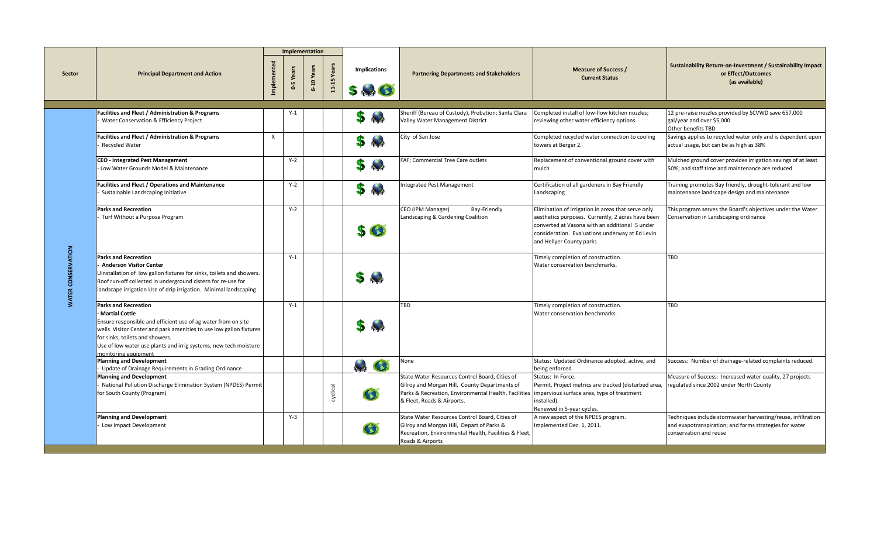| Sector | Principal Department and Action | Implementation | | | | Implications | Partnering Departments and Stakeholders | Measure of Success / Current Status | Sustainability Return-on-Investment / Sustainability Impact or Effect/Outcomes (as available) |
|---|---|---|---|---|---|---|---|---|---|
| | | Implemented | 0-5 Years | 6-10 Years | 11-15 Years | | | | |
| WATER CONSERVATION | **Facilities and Fleet / Administration & Programs** - Water Conservation & Efficiency Project | | Y-1 | | | $ | Sheriff (Bureau of Custody), Probation; Santa Clara Valley Water Management District | Completed install of low-flow kitchen nozzles; reviewing other water efficiency options | 12 pre-raise nozzles provided by SCVWD save 657,000 gal/year and over $5,000 Other benefits TBD |
| | **Facilities and Fleet / Administration & Programs** - Recycled Water | X | | | | $ | City of San Jose | Completed recycled water connection to cooling towers at Berger 2. | Savings applies to recycled water only and is dependent upon actual usage, but can be as high as 38% |
| | **CEO - Integrated Pest Management** - Low Water Grounds Model & Maintenance | | Y-2 | | | $ | FAF; Commercial Tree Care outlets | Replacement of conventional ground cover with mulch | Mulched ground cover provides irrigation savings of at least 50%; and staff time and maintenance are reduced |
| | **Facilities and Fleet / Operations and Maintenance** - Sustainable Landscaping Initiative | | Y-2 | | | $ | Integrated Pest Management | Certification of all gardeners in Bay Friendly Landscaping | Training promotes Bay friendly, drought-tolerant and low maintenance landscape design and maintenance |
| | **Parks and Recreation** - Turf Without a Purpose Program | | Y-2 | | | $ | CEO (IPM Manager) Bay-Friendly Landscaping & Gardening Coalition | Elimination of irrigation in areas that serve only aesthetics purposes. Currently, 2 acres have been converted at Vasona with an additional .5 under consideration. Evaluations underway at Ed Levin and Hellyer County parks | This program serves the Board's objectives under the Water Conservation in Landscaping ordinance |
| | **Parks and Recreation** - **Anderson Visitor Center** Uinstallation of low gallon fixtures for sinks, toilets and showers. Roof run-off collected in underground cistern for re-use for landscape irrigation Use of drip irrigation. Minimal landscaping | | Y-1 | | | $ | | Timely completion of construction. Water conservation benchmarks. | TBD |
| | **Parks and Recreation** - **Martial Cottle** Ensure responsible and efficient use of ag water from on site wells Visitor Center and park amenities to use low gallon fixtures for sinks, toilets and showers. Use of low water use plants and irrig systems, new tech moisture monitoring equipment | | Y-1 | | | $ | TBD | Timely completion of construction. Water conservation benchmarks. | TBD |
| | **Planning and Development** - Update of Drainage Requirements in Grading Ordinance | | | | | | None | Status: Updated Ordinance adopted, active, and being enforced. | Success: Number of drainage-related complaints reduced. |
| | **Planning and Development** - National Pollution Discharge Elimination System (NPDES) Permit for South County (Program) | | | | cyclical | | State Water Resources Control Board, Cities of Gilroy and Morgan Hill, County Departments of Parks & Recreation, Environmental Health, Facilities & Fleet, Roads & Airports. | Status: In Force. Permit. Project metrics are tracked (disturbed area, impervious surface area, type of treatment installed). Renewed in 5-year cycles. | Measure of Success: Increased water quality, 27 projects regulated since 2002 under North County |
| | **Planning and Development** - Low Impact Development | | Y-3 | | | | State Water Resources Control Board, Cities of Gilroy and Morgan Hill, Depart of Parks & Recreation, Environmental Health, Facilities & Fleet, Roads & Airports | A new aspect of the NPDES program. Implemented Dec. 1, 2011. | Techniques include stormwater harvesting/reuse, infiltration and evapotranspiration; and forms strategies for water conservation and reuse |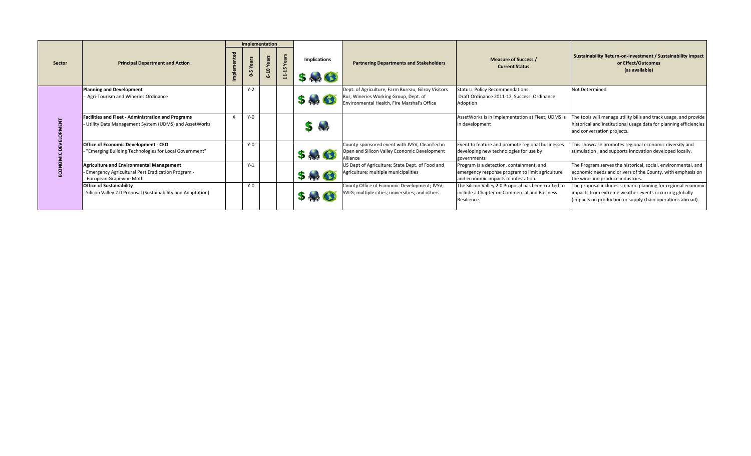| Sector | Principal Department and Action | Implementation | | | | Implications | Partnering Departments and Stakeholders | Measure of Success / Current Status | Sustainability Return-on-Investment / Sustainability Impact or Effect/Outcomes (as available) |
|---|---|---|---|---|---|---|---|---|---|
| | | Implemented | 0-5 Years | 6-10 Years | 11-15 Years | | | | |
| ECONOMIC DEVELOPMENT | **Planning and Development** - Agri-Tourism and Wineries Ordinance | | Y-2 | | | $ | Dept. of Agriculture, Farm Bureau, Gilroy Visitors Bur, Wineries Working Group, Dept. of Environmental Health, Fire Marshal's Office | Status: Policy Recommendations . Draft Ordinance 2011-12 Success: Ordinance Adoption | Not Determined |
| | **Facilities and Fleet - Administration and Programs** - Utility Data Management System (UDMS) and AssetWorks | X | Y-0 | | | $ | | AssetWorks is in implementation at Fleet; UDMS is in development | The tools will manage utility bills and track usage, and provide historical and institutional usage data for planning efficiencies and conversation projects. |
| | **Office of Economic Development - CEO** - "Emerging Building Technologies for Local Government" | | Y-0 | | | $ | County-sponsored event with JVSV, CleanTechn Open and Silicon Valley Economic Development Alliance | Event to feature and promote regional businesses developing new technologies for use by governments | This showcase promotes regional economic diversity and stimulation , and supports innovation developed locally. |
| | **Agriculture and Environmental Management** - Emergency Agricultural Pest Eradication Program - European Grapevine Moth | | Y-1 | | | $ | US Dept of Agriculture; State Dept. of Food and Agriculture; multiple municipalities | Program is a detection, containment, and emergency response program to limit agriculture and economic impacts of infestation. | The Program serves the historical, social, environmental, and economic needs and drivers of the County, with emphasis on the wine and produce industries. |
| | **Office of Sustainability** - Silicon Valley 2.0 Proposal (Sustainability and Adaptation) | | Y-0 | | | $ | County Office of Economic Development; JVSV; SVLG; multiple cities; universities; and others | The Silicon Valley 2.0 Proposal has been crafted to include a Chapter on Commercial and Business Resilience. | The proposal includes scenario planning for regional economic impacts from extreme weather events occurring globally (impacts on production or supply chain operations abroad). |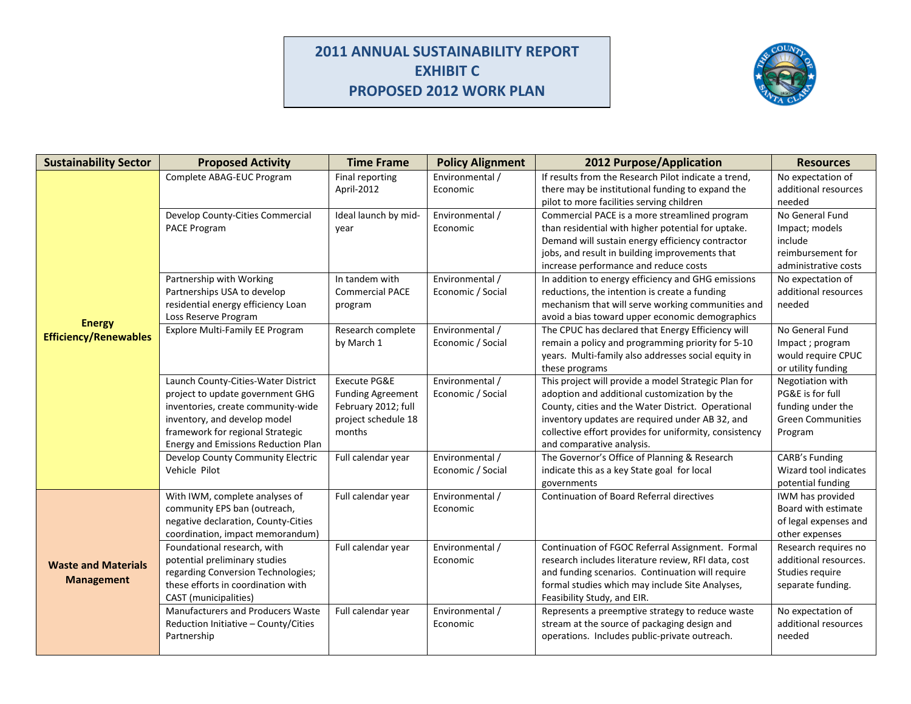# 2011 ANNUAL SUSTAINABILITY REPORT
## EXHIBIT C
## PROPOSED 2012 WORK PLAN

| Sustainability Sector | Proposed Activity | Time Frame | Policy Alignment | 2012 Purpose/Application | Resources |
|---|---|---|---|---|---|
| **Energy Efficiency/Renewables** | Complete ABAG-EUC Program | Final reporting April-2012 | Environmental / Economic | If results from the Research Pilot indicate a trend, there may be institutional funding to expand the pilot to more facilities serving children | No expectation of additional resources needed |
| | Develop County-Cities Commercial PACE Program | Ideal launch by mid-year | Environmental / Economic | Commercial PACE is a more streamlined program than residential with higher potential for uptake. Demand will sustain energy efficiency contractor jobs, and result in building improvements that increase performance and reduce costs | No General Fund Impact; models include reimbursement for administrative costs |
| | Partnership with Working Partnerships USA to develop residential energy efficiency Loan Loss Reserve Program | In tandem with Commercial PACE program | Environmental / Economic / Social | In addition to energy efficiency and GHG emissions reductions, the intention is create a funding mechanism that will serve working communities and avoid a bias toward upper economic demographics | No expectation of additional resources needed |
| | Explore Multi-Family EE Program | Research complete by March 1 | Environmental / Economic / Social | The CPUC has declared that Energy Efficiency will remain a policy and programming priority for 5-10 years. Multi-family also addresses social equity in these programs | No General Fund Impact ; program would require CPUC or utility funding |
| | Launch County-Cities-Water District project to update government GHG inventories, create community-wide inventory, and develop model framework for regional Strategic Energy and Emissions Reduction Plan | Execute PG&E Funding Agreement February 2012; full project schedule 18 months | Environmental / Economic / Social | This project will provide a model Strategic Plan for adoption and additional customization by the County, cities and the Water District. Operational inventory updates are required under AB 32, and collective effort provides for uniformity, consistency and comparative analysis. | Negotiation with PG&E is for full funding under the Green Communities Program |
| | Develop County Community Electric Vehicle Pilot | Full calendar year | Environmental / Economic / Social | The Governor's Office of Planning & Research indicate this as a key State goal for local governments | CARB's Funding Wizard tool indicates potential funding |
| **Waste and Materials Management** | With IWM, complete analyses of community EPS ban (outreach, negative declaration, County-Cities coordination, impact memorandum) | Full calendar year | Environmental / Economic | Continuation of Board Referral directives | IWM has provided Board with estimate of legal expenses and other expenses |
| | Foundational research, with potential preliminary studies regarding Conversion Technologies; these efforts in coordination with CAST (municipalities) | Full calendar year | Environmental / Economic | Continuation of FGOC Referral Assignment. Formal research includes literature review, RFI data, cost and funding scenarios. Continuation will require formal studies which may include Site Analyses, Feasibility Study, and EIR. | Research requires no additional resources. Studies require separate funding. |
| | Manufacturers and Producers Waste Reduction Initiative – County/Cities Partnership | Full calendar year | Environmental / Economic | Represents a preemptive strategy to reduce waste stream at the source of packaging design and operations. Includes public-private outreach. | No expectation of additional resources needed |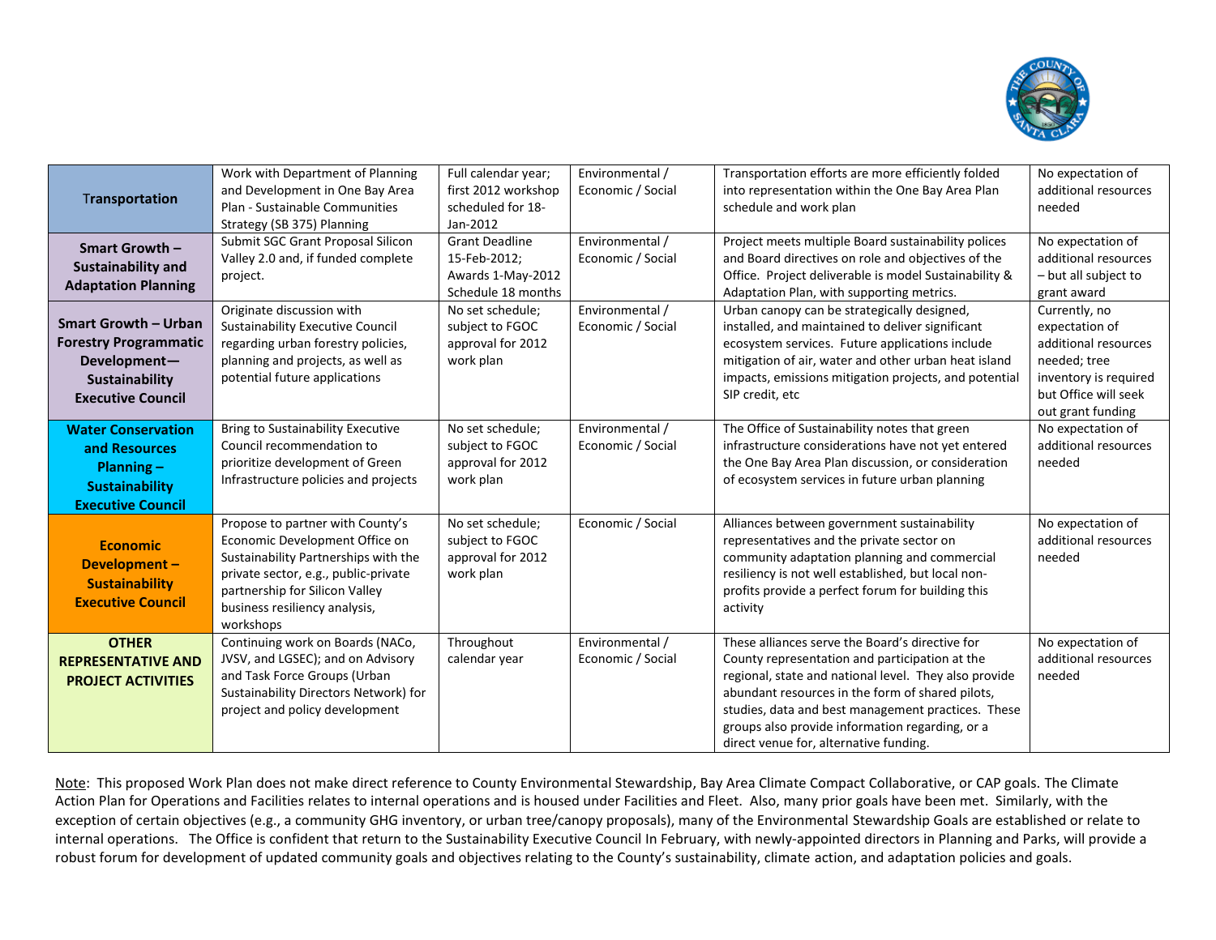| | | | | | |
|---|---|---|---|---|---|
| **Transportation** | Work with Department of Planning and Development in One Bay Area Plan - Sustainable Communities Strategy (SB 375) Planning | Full calendar year; first 2012 workshop scheduled for 18-Jan-2012 | Environmental / Economic / Social | Transportation efforts are more efficiently folded into representation within the One Bay Area Plan schedule and work plan | No expectation of additional resources needed |
| **Smart Growth – Sustainability and Adaptation Planning** | Submit SGC Grant Proposal Silicon Valley 2.0 and, if funded complete project. | Grant Deadline 15-Feb-2012; Awards 1-May-2012 Schedule 18 months | Environmental / Economic / Social | Project meets multiple Board sustainability polices and Board directives on role and objectives of the Office. Project deliverable is model Sustainability & Adaptation Plan, with supporting metrics. | No expectation of additional resources – but all subject to grant award |
| **Smart Growth – Urban Forestry Programmatic Development— Sustainability Executive Council** | Originate discussion with Sustainability Executive Council regarding urban forestry policies, planning and projects, as well as potential future applications | No set schedule; subject to FGOC approval for 2012 work plan | Environmental / Economic / Social | Urban canopy can be strategically designed, installed, and maintained to deliver significant ecosystem services. Future applications include mitigation of air, water and other urban heat island impacts, emissions mitigation projects, and potential SIP credit, etc | Currently, no expectation of additional resources needed; tree inventory is required but Office will seek out grant funding |
| **Water Conservation and Resources Planning – Sustainability Executive Council** | Bring to Sustainability Executive Council recommendation to prioritize development of Green Infrastructure policies and projects | No set schedule; subject to FGOC approval for 2012 work plan | Environmental / Economic / Social | The Office of Sustainability notes that green infrastructure considerations have not yet entered the One Bay Area Plan discussion, or consideration of ecosystem services in future urban planning | No expectation of additional resources needed |
| **Economic Development – Sustainability Executive Council** | Propose to partner with County's Economic Development Office on Sustainability Partnerships with the private sector, e.g., public-private partnership for Silicon Valley business resiliency analysis, workshops | No set schedule; subject to FGOC approval for 2012 work plan | Economic / Social | Alliances between government sustainability representatives and the private sector on community adaptation planning and commercial resiliency is not well established, but local non-profits provide a perfect forum for building this activity | No expectation of additional resources needed |
| **OTHER REPRESENTATIVE AND PROJECT ACTIVITIES** | Continuing work on Boards (NACo, JVSV, and LGSEC); and on Advisory and Task Force Groups (Urban Sustainability Directors Network) for project and policy development | Throughout calendar year | Environmental / Economic / Social | These alliances serve the Board's directive for County representation and participation at the regional, state and national level. They also provide abundant resources in the form of shared pilots, studies, data and best management practices. These groups also provide information regarding, or a direct venue for, alternative funding. | No expectation of additional resources needed |

Note: This proposed Work Plan does not make direct reference to County Environmental Stewardship, Bay Area Climate Compact Collaborative, or CAP goals. The Climate Action Plan for Operations and Facilities relates to internal operations and is housed under Facilities and Fleet. Also, many prior goals have been met. Similarly, with the exception of certain objectives (e.g., a community GHG inventory, or urban tree/canopy proposals), many of the Environmental Stewardship Goals are established or relate to internal operations. The Office is confident that return to the Sustainability Executive Council In February, with newly-appointed directors in Planning and Parks, will provide a robust forum for development of updated community goals and objectives relating to the County's sustainability, climate action, and adaptation policies and goals.